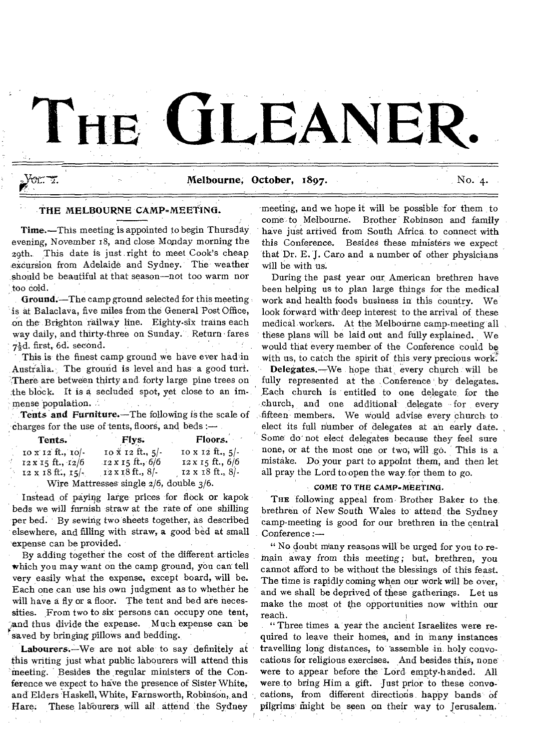# THE GLEANER.

Vol. I. — Melbourne, October, 1897. — No. 4.

## THE MELBOURNE CAMP-MEETING.

**Time.**—This meeting is appointed to begin Thursday evening, November 18, and close Monday morning the 29th. This date is just right to meet Cook's cheap excursion from Adelaide and Sydney. The weather should be beautiful at that season—not too warm nor too cold.

**Ground.**—The camp ground selected for this meeting is at Balaclava, five miles from the General Post Office, on the Brighton railway line. Eighty-six trains each way daily, and thirty-three on Sunday. Return fares 7½d. first, 6d. second.

This is the finest camp ground we have ever had in Australia. The ground is level and has a good turf. There are between thirty and forty large pine trees on the block. It is a secluded spot, yet close to an immense population.

**Tents and Furniture.**—The following is the scale of charges for the use of tents, floors, and beds:—

| Tents. | Flys. | Floors. |
|---|---|---|
| 10 x 12 ft., 10/- | 10 x 12 ft., 5/- | 10 x 12 ft., 5/- |
| 12 x 15 ft., 12/6 | 12 x 15 ft., 6/6 | 12 x 15 ft., 6/6 |
| 12 x 18 ft., 15/- | 12 x 18 ft., 8/- | 12 x 18 ft., 8/- |

Wire Mattresses single 2/6, double 3/6.

Instead of paying large prices for flock or kapok beds we will furnish straw at the rate of one shilling per bed. By sewing two sheets together, as described elsewhere, and filling with straw, a good bed at small expense can be provided.

By adding together the cost of the different articles which you may want on the camp ground, you can tell very easily what the expense, except board, will be. Each one can use his own judgment as to whether he will have a fly or a floor. The tent and bed are necessities. From two to six persons can occupy one tent, and thus divide the expense. Much expense can be saved by bringing pillows and bedding.

**Labourers.**—We are not able to say definitely at this writing just what public labourers will attend this meeting. Besides the regular ministers of the Conference we expect to have the presence of Sister White, and Elders Haskell, White, Farnsworth, Robinson, and Hare. These labourers will all attend the Sydney meeting, and we hope it will be possible for them to come to Melbourne. Brother Robinson and family have just arrived from South Africa to connect with this Conference. Besides these ministers we expect that Dr. E. J. Caro and a number of other physicians will be with us.

During the past year our American brethren have been helping us to plan large things for the medical work and health foods business in this country. We look forward with deep interest to the arrival of these medical workers. At the Melbourne camp-meeting all these plans will be laid out and fully explained. We would that every member of the Conference could be with us, to catch the spirit of this very precious work.

**Delegates.**—We hope that every church will be fully represented at the Conference by delegates. Each church is entitled to one delegate for the church, and one additional delegate for every fifteen members. We would advise every church to elect its full number of delegates at an early date. Some do not elect delegates because they feel sure none, or at the most one or two, will go. This is a mistake. Do your part to appoint them, and then let all pray the Lord to open the way for them to go.

### COME TO THE CAMP-MEETING.

The following appeal from Brother Baker to the brethren of New South Wales to attend the Sydney camp-meeting is good for our brethren in the central Conference:—

"No doubt many reasons will be urged for you to remain away from this meeting; but, brethren, you cannot afford to be without the blessings of this feast. The time is rapidly coming when our work will be over, and we shall be deprived of these gatherings. Let us make the most of the opportunities now within our reach.

"Three times a year the ancient Israelites were required to leave their homes, and in many instances travelling long distances, to assemble in holy convocations for religious exercises. And besides this, none were to appear before the Lord empty-handed. All were to bring Him a gift. Just prior to these convocations, from different directions happy bands of pilgrims might be seen on their way to Jerusalem.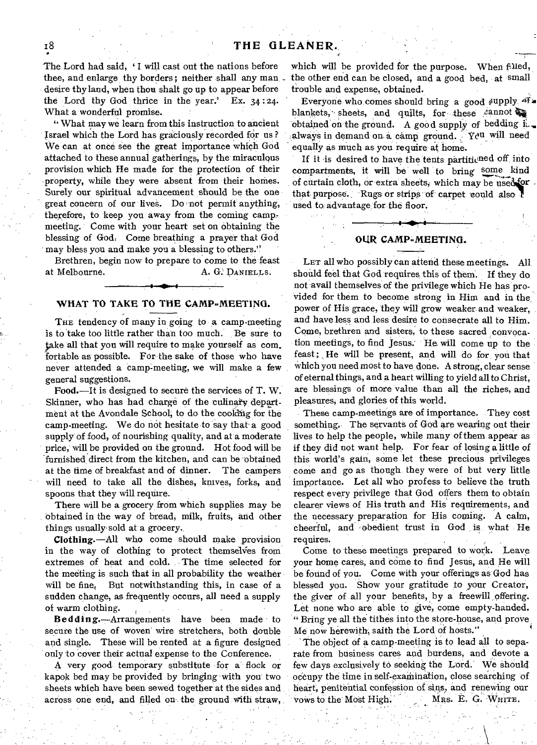The Lord had said, 'I will cast out the nations before thee, and enlarge thy borders; neither shall any man desire thy land, when thou shalt go up to appear before the Lord thy God thrice in the year.' Ex. 34:24. What a wonderful promise.

"What may we learn from this instruction to ancient Israel which the Lord has graciously recorded for us? We can at once see the great importance which God attached to these annual gatherings, by the miraculous provision which He made for the protection of their property, while they were absent from their homes. Surely our spiritual advancement should be the one great concern of our lives. Do not permit anything, therefore, to keep you away from the coming camp-meeting. Come with your heart set on obtaining the blessing of God. Come breathing a prayer that God may bless you and make you a blessing to others."

Brethren, begin now to prepare to come to the feast at Melbourne. A. G. DANIELLS.

## WHAT TO TAKE TO THE CAMP-MEETING.

THE tendency of many in going to a camp-meeting is to take too little rather than too much. Be sure to take all that you will require to make yourself as comfortable as possible. For the sake of those who have never attended a camp-meeting, we will make a few general suggestions.

**Food.**—It is designed to secure the services of T. W. Skinner, who has had charge of the culinary department at the Avondale School, to do the cooking for the camp-meeting. We do not hesitate to say that a good supply of food, of nourishing quality, and at a moderate price, will be provided on the ground. Hot food will be furnished direct from the kitchen, and can be obtained at the time of breakfast and of dinner. The campers will need to take all the dishes, knives, forks, and spoons that they will require.

There will be a grocery from which supplies may be obtained in the way of bread, milk, fruits, and other things usually sold at a grocery.

**Clothing.**—All who come should make provision in the way of clothing to protect themselves from extremes of heat and cold. The time selected for the meeting is such that in all probability the weather will be fine. But notwithstanding this, in case of a sudden change, as frequently occurs, all need a supply of warm clothing.

**Bedding.**—Arrangements have been made to secure the use of woven wire stretchers, both double and single. These will be rented at a figure designed only to cover their actual expense to the Conference.

A very good temporary substitute for a flock or kapok bed may be provided by bringing with you two sheets which have been sewed together at the sides and across one end, and filled on the ground with straw, which will be provided for the purpose. When filled, the other end can be closed, and a good bed, at small trouble and expense, obtained.

Everyone who comes should bring a good supply of blankets, sheets, and quilts, for these cannot be obtained on the ground. A good supply of bedding is always in demand on a camp ground. You will need equally as much as you require at home.

If it is desired to have the tents partitioned off into compartments, it will be well to bring some kind of curtain cloth, or extra sheets, which may be used for that purpose. Rugs or strips of carpet could also be used to advantage for the floor.

## OUR CAMP-MEETING.

LET all who possibly can attend these meetings. All should feel that God requires this of them. If they do not avail themselves of the privilege which He has provided for them to become strong in Him and in the power of His grace, they will grow weaker and weaker, and have less and less desire to consecrate all to Him. Come, brethren and sisters, to these sacred convocation meetings, to find Jesus. He will come up to the feast; He will be present, and will do for you that which you need most to have done. A strong, clear sense of eternal things, and a heart willing to yield all to Christ, are blessings of more value than all the riches, and pleasures, and glories of this world.

These camp-meetings are of importance. They cost something. The servants of God are wearing out their lives to help the people, while many of them appear as if they did not want help. For fear of losing a little of this world's gain, some let these precious privileges come and go as though they were of but very little importance. Let all who profess to believe the truth respect every privilege that God offers them to obtain clearer views of His truth and His requirements, and the necessary preparation for His coming. A calm, cheerful, and obedient trust in God is what He requires.

Come to these meetings prepared to work. Leave your home cares, and come to find Jesus, and He will be found of you. Come with your offerings as God has blessed you. Show your gratitude to your Creator, the giver of all your benefits, by a freewill offering. Let none who are able to give, come empty-handed. "Bring ye all the tithes into the store-house, and prove Me now herewith, saith the Lord of hosts."

The object of a camp-meeting is to lead all to separate from business cares and burdens, and devote a few days exclusively to seeking the Lord. We should occupy the time in self-examination, close searching of heart, penitential confession of sins, and renewing our vows to the Most High. MRS. E. G. WHITE.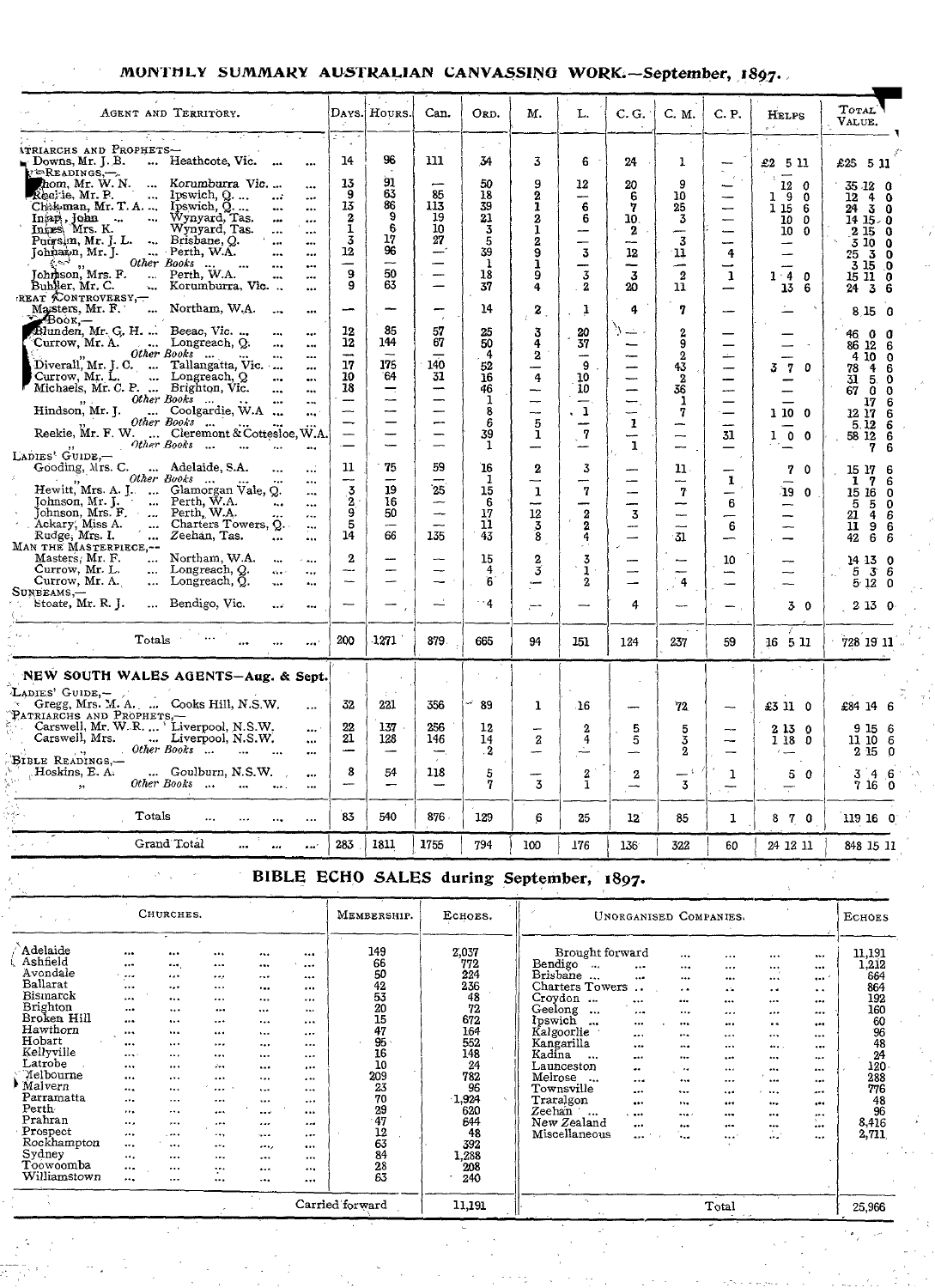## MONTHLY SUMMARY AUSTRALIAN CANVASSING WORK.—September, 1897.

| Agent and Territory. | | Days. | Hours. | Can. | Ord. | M. | L. | C. G. | C. M. | C. P. | Helps | Total Value. |
|---|---|---|---|---|---|---|---|---|---|---|---|---|
| **Patriarchs and Prophets—** | | | | | | | | | | | | |
| Downs, Mr. J. B. | Heathcote, Vic. | 14 | 96 | 111 | 34 | 3 | 6 | 24 | 1 | — | £2 5 11 | £25 5 11 |
| **Bible Readings,—** | | | | | | | | | | | | |
| Thom, Mr. W. N. | Korumburra Vic. | 13 | 91 | — | 50 | 9 | 12 | 20 | 9 | — | 12 0 | 35 12 0 |
| Reekie, Mr. P. | Ipswich, Q. | 9 | 63 | 85 | 18 | 2 | — | 6 | 10 | — | 1 9 0 | 12 4 0 |
| Chapman, Mr. T. A. | Ipswich, Q. | 13 | 86 | 113 | 39 | 1 | 6 | 7 | 25 | — | 1 15 6 | 24 3 0 |
| Innes, John | Wynyard, Tas. | 2 | 9 | 19 | 21 | 2 | 6 | 10 | 3 | — | 10 0 | 14 15 0 |
| Innes, Mrs. K. | Wynyard, Tas. | 1 | 6 | 10 | 3 | 1 | — | 2 | — | — | 10 0 | 2 15 0 |
| Pursslin, Mr. J. L. | Brisbane, Q. | 3 | 17 | 27 | 5 | 2 | — | — | 3 | — | — | 3 10 0 |
| Johnson, Mr. J. | Perth, W.A. | 12 | 96 | — | 39 | 9 | 3 | 12 | 11 | 4 | — | 25 3 0 |
| " | *Other Books* | — | — | — | 1 | 1 | — | — | — | — | — | 3 15 0 |
| Johnson, Mrs. F. | Perth, W.A. | 9 | 50 | — | 18 | 9 | 3 | 3 | 2 | 1 | 1 4 0 | 15 11 0 |
| Buhler, Mr. C. | Korumburra, Vic. | 9 | 63 | — | 37 | 4 | 2 | 20 | 11 | — | 13 6 | 24 3 6 |
| **Great Controversy,—** | | | | | | | | | | | | |
| Masters, Mr. F. | Northam, W.A. | — | — | — | 14 | 2 | 1 | 4 | 7 | — | — | 8 15 0 |
| **Bible Book,—** | | | | | | | | | | | | |
| Blunden, Mr. G. H. | Beeac, Vic. | 12 | 85 | 57 | 25 | 3 | 20 | — | 2 | — | — | 46 0 0 |
| Currow, Mr. A. | Longreach, Q. | 12 | 144 | 67 | 50 | 4 | 37 | — | 9 | — | — | 86 12 6 |
| " | *Other Books* | — | — | — | 4 | 2 | — | — | 2 | — | — | 4 10 0 |
| Diverall, Mr. J. C. | Tallangatta, Vic. | 17 | 175 | 140 | 52 | — | 9 | — | 43 | — | 3 7 0 | 78 4 6 |
| Currow, Mr. L. | Longreach, Q | 10 | 64 | 31 | 16 | 4 | 10 | — | 2 | — | — | 31 5 0 |
| Michaels, Mr. C. P. | Brighton, Vic. | 18 | — | — | 46 | — | 10 | — | 36 | — | — | 67 0 0 |
| " | *Other Books* | — | — | — | 1 | — | — | — | 1 | — | — | 17 6 |
| Hindson, Mr. J. | Coolgardie, W.A. | — | — | — | 8 | — | 1 | — | 7 | — | 1 10 0 | 12 17 6 |
| " | *Other Books* | — | — | — | 6 | 5 | — | 1 | — | — | — | 5 12 6 |
| Reekie, Mr. F. W. | Claremont & Cottesloe, W.A. | — | — | — | 39 | 1 | 7 | — | — | 31 | 1 0 0 | 58 12 6 |
| " | *Other Books* | — | — | — | 1 | — | — | 1 | — | — | — | 7 6 |
| **Ladies' Guide,—** | | | | | | | | | | | | |
| Gooding, Mrs. C. | Adelaide, S.A. | 11 | 75 | 59 | 16 | 2 | 3 | — | 11 | — | 7 0 | 15 17 6 |
| " | *Other Books* | — | — | — | 1 | — | — | — | — | 1 | — | 1 7 6 |
| Hewitt, Mrs. A. J. | Glamorgan Vale, Q. | 3 | 19 | 25 | 15 | 1 | 7 | — | 7 | — | 19 0 | 15 16 0 |
| Johnson, Mr. J. | Perth, W.A. | 2 | 16 | — | 6 | — | — | — | — | 6 | — | 5 5 0 |
| Johnson, Mrs. F. | Perth, W.A. | 9 | 50 | — | 17 | 12 | 2 | 3 | — | — | — | 21 4 6 |
| Ackary, Miss A. | Charters Towers, Q. | 5 | — | — | 11 | 3 | 2 | — | — | 6 | — | 11 9 6 |
| Rudge, Mrs. I. | Zeehan, Tas. | 14 | 66 | 135 | 43 | 8 | 4 | — | 31 | — | — | 42 6 6 |
| **Man the Masterpiece,—** | | | | | | | | | | | | |
| Masters, Mr. F. | Northam, W.A. | 2 | — | — | 15 | 2 | 3 | — | — | 10 | — | 14 13 0 |
| Currow, Mr. L. | Longreach, Q. | — | — | — | 4 | 3 | 1 | — | — | — | — | 5 3 6 |
| Currow, Mr. A. | Longreach, Q. | — | — | — | 6 | — | 2 | — | 4 | — | — | 5 12 0 |
| **Sunbeams,—** | | | | | | | | | | | | |
| Stoate, Mr. R. J. | Bendigo, Vic. | — | — | — | 4 | — | — | 4 | — | — | 3 0 | 2 13 0 |
| Totals | | 200 | 1271 | 879 | 665 | 94 | 151 | 124 | 237 | 59 | 16 5 11 | 728 19 11 |
| **NEW SOUTH WALES AGENTS—Aug. & Sept.** | | | | | | | | | | | | |
| **Ladies' Guide,—** | | | | | | | | | | | | |
| Gregg, Mrs. M. A. | Cooks Hill, N.S.W. | 32 | 221 | 356 | 89 | 1 | 16 | — | 72 | — | £3 11 0 | £84 14 6 |
| **Patriarchs and Prophets,—** | | | | | | | | | | | | |
| Carswell, Mr. W. R. | Liverpool, N.S.W. | 22 | 137 | 256 | 12 | — | 2 | 5 | 5 | — | 2 13 0 | 9 15 6 |
| Carswell, Mrs. | Liverpool, N.S.W. | 21 | 128 | 146 | 14 | 2 | 4 | 5 | 3 | — | 1 18 0 | 11 10 6 |
| " | *Other Books* | — | — | — | 2 | — | — | — | 2 | — | — | 2 15 0 |
| **Bible Readings,—** | | | | | | | | | | | | |
| Hoskins, E. A. | Goulburn, N.S.W. | 8 | 54 | 118 | 5 | — | 2 | 2 | — | 1 | 5 0 | 3 4 6 |
| " | *Other Books* | — | — | — | 7 | 3 | 1 | — | 3 | — | — | 7 16 0 |
| Totals | | 83 | 540 | 876 | 129 | 6 | 25 | 12 | 85 | 1 | 8 7 0 | 119 16 0 |
| Grand Total | | 283 | 1811 | 1755 | 794 | 100 | 176 | 136 | 322 | 60 | 24 12 11 | 848 15 11 |

## BIBLE ECHO SALES during September, 1897.

| Churches. | Membership. | Echoes. | Unorganised Companies. | Echoes |
|---|---|---|---|---|
| Adelaide | 149 | 2,037 | Brought forward | 11,191 |
| Ashfield | 66 | 772 | Bendigo | 1,212 |
| Avondale | 50 | 224 | Brisbane | 664 |
| Ballarat | 42 | 236 | Charters Towers | 864 |
| Bismarck | 53 | 48 | Croydon | 192 |
| Brighton | 20 | 72 | Geelong | 160 |
| Broken Hill | 15 | 672 | Ipswich | 60 |
| Hawthorn | 47 | 164 | Kalgoorlie | 96 |
| Hobart | 95 | 552 | Kangarilla | 48 |
| Kellyville | 16 | 148 | Kadina | 24 |
| Latrobe | 10 | 24 | Launceston | 120 |
| Melbourne | 209 | 782 | Melrose | 288 |
| Malvern | 23 | 96 | Townsville | 776 |
| Parramatta | 70 | 1,924 | Traralgon | 48 |
| Perth | 29 | 620 | Zeehan | 96 |
| Prahran | 47 | 644 | New Zealand | 8,416 |
| Prospect | 12 | 48 | Miscellaneous | 2,711 |
| Rockhampton | 63 | 392 | | |
| Sydney | 84 | 1,288 | | |
| Toowoomba | 28 | 208 | | |
| Williamstown | 63 | 240 | | |
| Carried forward | | 11,191 | Total | 25,966 |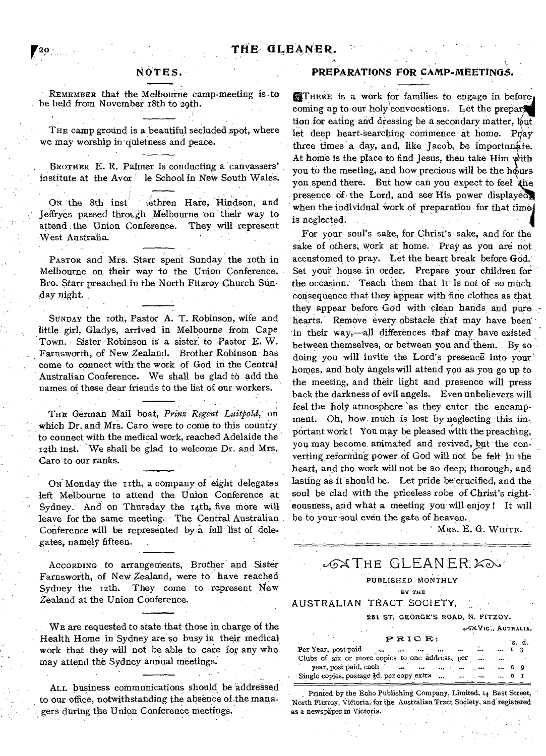## NOTES.

REMEMBER that the Melbourne camp-meeting is to be held from November 18th to 29th.

THE camp ground is a beautiful secluded spot, where we may worship in quietness and peace.

BROTHER E. R. Palmer is conducting a canvassers' institute at the Avor le School in New South Wales.

ON the 8th inst. ethren Hare, Hindson, and Jeffryes passed through Melbourne on their way to attend the Union Conference. They will represent West Australia.

PASTOR and Mrs. Starr spent Sunday the 10th in Melbourne on their way to the Union Conference. Bro. Starr preached in the North Fitzroy Church Sunday night.

SUNDAY the 10th, Pastor A. T. Robinson, wife and little girl, Gladys, arrived in Melbourne from Cape Town. Sister Robinson is a sister to Pastor E. W. Farnsworth, of New Zealand. Brother Robinson has come to connect with the work of God in the Central Australian Conference. We shall be glad to add the names of these dear friends to the list of our workers.

THE German Mail boat, *Prinz Regent Luitpold*, on which Dr. and Mrs. Caro were to come to this country to connect with the medical work, reached Adelaide the 12th inst. We shall be glad to welcome Dr. and Mrs. Caro to our ranks.

ON Monday the 11th, a company of eight delegates left Melbourne to attend the Union Conference at Sydney. And on Thursday the 14th, five more will leave for the same meeting. The Central Australian Conference will be represented by a full list of delegates, namely fifteen.

ACCORDING to arrangements, Brother and Sister Farnsworth, of New Zealand, were to have reached Sydney the 12th. They come to represent New Zealand at the Union Conference.

WE are requested to state that those in charge of the Health Home in Sydney are so busy in their medical work that they will not be able to care for any who may attend the Sydney annual meetings.

ALL business communications should be addressed to our office, notwithstanding the absence of the managers during the Union Conference meetings.

## PREPARATIONS FOR CAMP-MEETINGS.

THERE is a work for families to engage in before coming up to our holy convocations. Let the preparation for eating and dressing be a secondary matter, but let deep heart-searching commence at home. Pray three times a day, and, like Jacob, be importunate. At home is the place to find Jesus, then take Him with you to the meeting, and how precious will be the hours you spend there. But how can you expect to feel the presence of the Lord, and see His power displayed, when the individual work of preparation for that time is neglected.

For your soul's sake, for Christ's sake, and for the sake of others, work at home. Pray as you are not accustomed to pray. Let the heart break before God. Set your house in order. Prepare your children for the occasion. Teach them that it is not of so much consequence that they appear with fine clothes as that they appear before God with clean hands and pure hearts. Remove every obstacle that may have been in their way,—all differences that may have existed between themselves, or between you and them. By so doing you will invite the Lord's presence into your homes, and holy angels will attend you as you go up to the meeting, and their light and presence will press back the darkness of evil angels. Even unbelievers will feel the holy atmosphere as they enter the encampment. Oh, how much is lost by neglecting this important work! You may be pleased with the preaching, you may become animated and revived, but the converting reforming power of God will not be felt in the heart, and the work will not be so deep, thorough, and lasting as it should be. Let pride be crucified, and the soul be clad with the priceless robe of Christ's righteousness, and what a meeting you will enjoy! It will be to your soul even the gate of heaven.

MRS. E. G. WHITE.

## THE GLEANER.

PUBLISHED MONTHLY

BY THE

AUSTRALIAN TRACT SOCIETY,

251 ST. GEORGE'S ROAD, N. FITZOY.

VIC., AUTRALIA.

PRICE:

| | s. | d. |
|---|---|---|
| Per Year, post paid ... | 1 | 3 |
| Clubs of six or more copies to one address, per year, post paid, each ... | 0 | 9 |
| Single copies, postage ½d. per copy extra ... | 0 | 1 |

Printed by the Echo Publishing Company, Limited, 14 Best Street, North Fitzroy, Victoria, for the Australian Tract Society, and registered as a newspaper in Victoria.